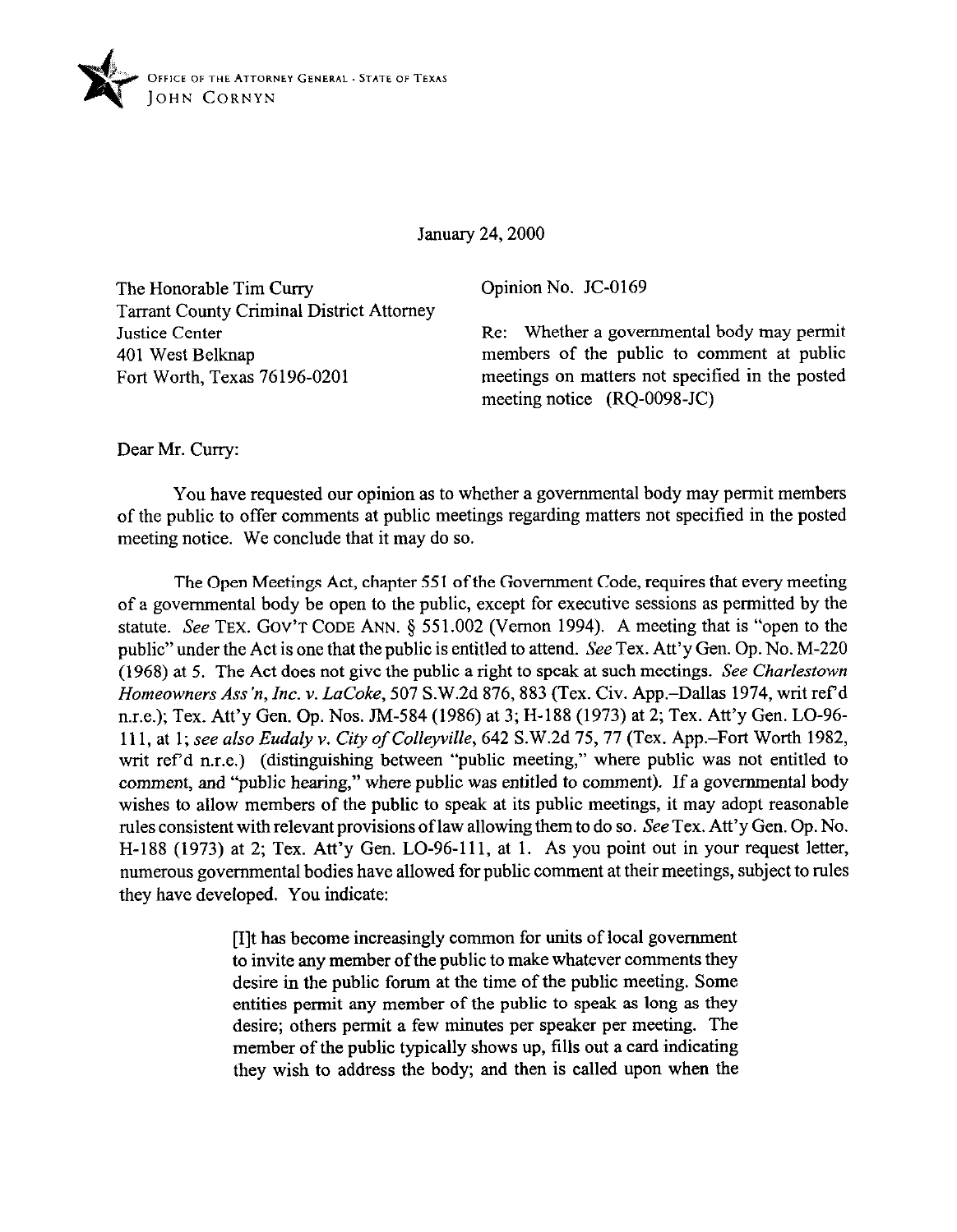OFFICE OF THE ATTORNEY GENERAL · STATE OF TEXAS
JOHN CORNYN

January 24, 2000

The Honorable Tim Curry
Tarrant County Criminal District Attorney
Justice Center
401 West Belknap
Fort Worth, Texas 76196-0201

Opinion No. JC-0169

Re: Whether a governmental body may permit members of the public to comment at public meetings on matters not specified in the posted meeting notice (RQ-0098-JC)

Dear Mr. Curry:

You have requested our opinion as to whether a governmental body may permit members of the public to offer comments at public meetings regarding matters not specified in the posted meeting notice. We conclude that it may do so.

The Open Meetings Act, chapter 551 of the Government Code, requires that every meeting of a governmental body be open to the public, except for executive sessions as permitted by the statute. *See* TEX. GOV'T CODE ANN. § 551.002 (Vernon 1994). A meeting that is "open to the public" under the Act is one that the public is entitled to attend. *See* Tex. Att'y Gen. Op. No. M-220 (1968) at 5. The Act does not give the public a right to speak at such meetings. *See Charlestown Homeowners Ass'n, Inc. v. LaCoke*, 507 S.W.2d 876, 883 (Tex. Civ. App.–Dallas 1974, writ ref'd n.r.e.); Tex. Att'y Gen. Op. Nos. JM-584 (1986) at 3; H-188 (1973) at 2; Tex. Att'y Gen. LO-96-111, at 1; *see also Eudaly v. City of Colleyville*, 642 S.W.2d 75, 77 (Tex. App.–Fort Worth 1982, writ ref'd n.r.e.) (distinguishing between "public meeting," where public was not entitled to comment, and "public hearing," where public was entitled to comment). If a governmental body wishes to allow members of the public to speak at its public meetings, it may adopt reasonable rules consistent with relevant provisions of law allowing them to do so. *See* Tex. Att'y Gen. Op. No. H-188 (1973) at 2; Tex. Att'y Gen. LO-96-111, at 1. As you point out in your request letter, numerous governmental bodies have allowed for public comment at their meetings, subject to rules they have developed. You indicate:

> [I]t has become increasingly common for units of local government to invite any member of the public to make whatever comments they desire in the public forum at the time of the public meeting. Some entities permit any member of the public to speak as long as they desire; others permit a few minutes per speaker per meeting. The member of the public typically shows up, fills out a card indicating they wish to address the body; and then is called upon when the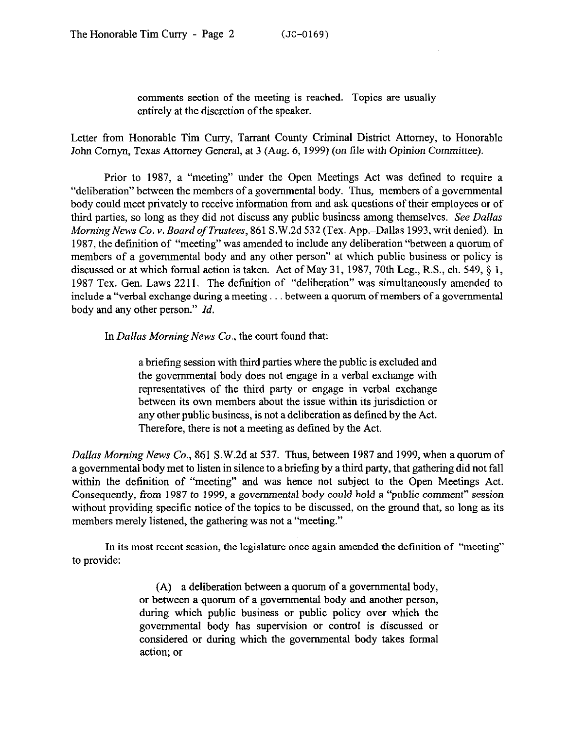> comments section of the meeting is reached. Topics are usually entirely at the discretion of the speaker.

Letter from Honorable Tim Curry, Tarrant County Criminal District Attorney, to Honorable John Cornyn, Texas Attorney General, at 3 (Aug. 6, 1999) (on file with Opinion Committee).

Prior to 1987, a "meeting" under the Open Meetings Act was defined to require a "deliberation" between the members of a governmental body. Thus, members of a governmental body could meet privately to receive information from and ask questions of their employees or of third parties, so long as they did not discuss any public business among themselves. *See Dallas Morning News Co. v. Board of Trustees*, 861 S.W.2d 532 (Tex. App.–Dallas 1993, writ denied). In 1987, the definition of "meeting" was amended to include any deliberation "between a quorum of members of a governmental body and any other person" at which public business or policy is discussed or at which formal action is taken. Act of May 31, 1987, 70th Leg., R.S., ch. 549, § 1, 1987 Tex. Gen. Laws 2211. The definition of "deliberation" was simultaneously amended to include a "verbal exchange during a meeting . . . between a quorum of members of a governmental body and any other person." *Id.*

In *Dallas Morning News Co.*, the court found that:

> a briefing session with third parties where the public is excluded and the governmental body does not engage in a verbal exchange with representatives of the third party or engage in verbal exchange between its own members about the issue within its jurisdiction or any other public business, is not a deliberation as defined by the Act. Therefore, there is not a meeting as defined by the Act.

*Dallas Morning News Co.*, 861 S.W.2d at 537. Thus, between 1987 and 1999, when a quorum of a governmental body met to listen in silence to a briefing by a third party, that gathering did not fall within the definition of "meeting" and was hence not subject to the Open Meetings Act. Consequently, from 1987 to 1999, a governmental body could hold a "public comment" session without providing specific notice of the topics to be discussed, on the ground that, so long as its members merely listened, the gathering was not a "meeting."

In its most recent session, the legislature once again amended the definition of "meeting" to provide:

> (A) a deliberation between a quorum of a governmental body, or between a quorum of a governmental body and another person, during which public business or public policy over which the governmental body has supervision or control is discussed or considered or during which the governmental body takes formal action; or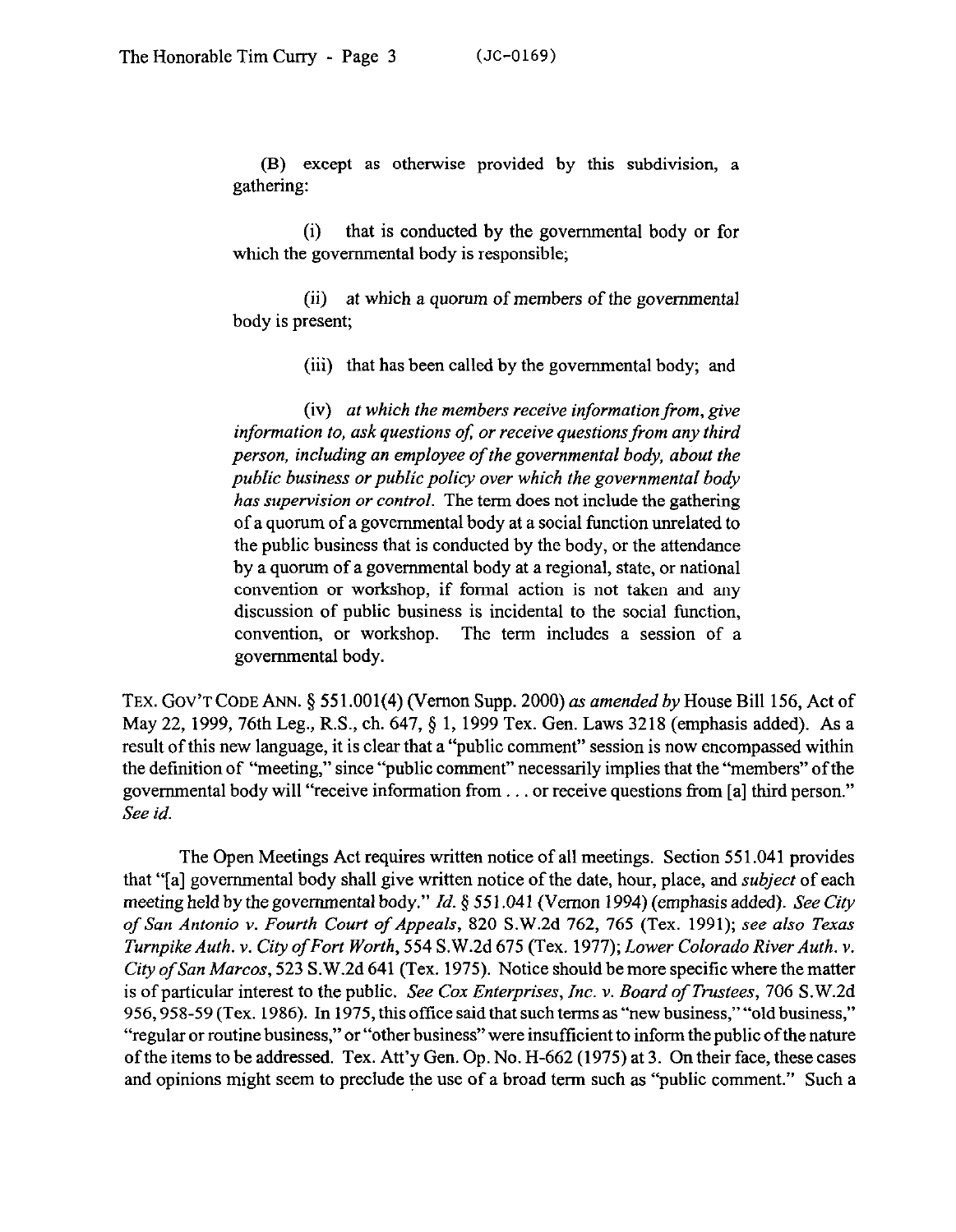(B) except as otherwise provided by this subdivision, a gathering:

(i) that is conducted by the governmental body or for which the governmental body is responsible;

(ii) at which a quorum of members of the governmental body is present;

(iii) that has been called by the governmental body; and

(iv) *at which the members receive information from, give information to, ask questions of, or receive questions from any third person, including an employee of the governmental body, about the public business or public policy over which the governmental body has supervision or control.* The term does not include the gathering of a quorum of a governmental body at a social function unrelated to the public business that is conducted by the body, or the attendance by a quorum of a governmental body at a regional, state, or national convention or workshop, if formal action is not taken and any discussion of public business is incidental to the social function, convention, or workshop. The term includes a session of a governmental body.

TEX. GOV'T CODE ANN. § 551.001(4) (Vernon Supp. 2000) *as amended by* House Bill 156, Act of May 22, 1999, 76th Leg., R.S., ch. 647, § 1, 1999 Tex. Gen. Laws 3218 (emphasis added). As a result of this new language, it is clear that a "public comment" session is now encompassed within the definition of "meeting," since "public comment" necessarily implies that the "members" of the governmental body will "receive information from . . . or receive questions from [a] third person." *See id.*

The Open Meetings Act requires written notice of all meetings. Section 551.041 provides that "[a] governmental body shall give written notice of the date, hour, place, and *subject* of each meeting held by the governmental body." *Id.* § 551.041 (Vernon 1994) (emphasis added). *See City of San Antonio v. Fourth Court of Appeals*, 820 S.W.2d 762, 765 (Tex. 1991); *see also Texas Turnpike Auth. v. City of Fort Worth*, 554 S.W.2d 675 (Tex. 1977); *Lower Colorado River Auth. v. City of San Marcos*, 523 S.W.2d 641 (Tex. 1975). Notice should be more specific where the matter is of particular interest to the public. *See Cox Enterprises, Inc. v. Board of Trustees*, 706 S.W.2d 956, 958-59 (Tex. 1986). In 1975, this office said that such terms as "new business," "old business," "regular or routine business," or "other business" were insufficient to inform the public of the nature of the items to be addressed. Tex. Att'y Gen. Op. No. H-662 (1975) at 3. On their face, these cases and opinions might seem to preclude the use of a broad term such as "public comment." Such a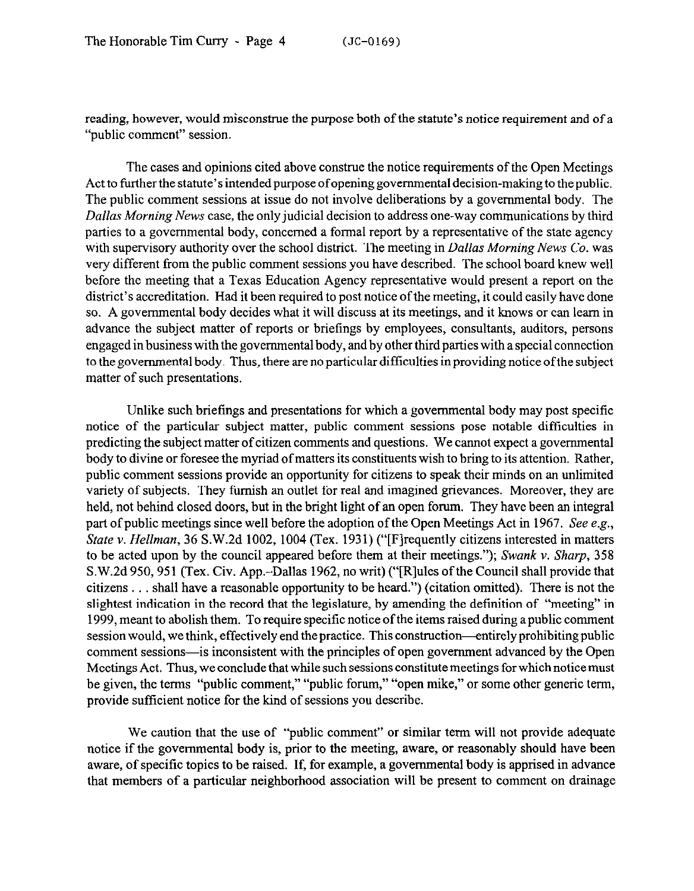reading, however, would misconstrue the purpose both of the statute's notice requirement and of a "public comment" session.

The cases and opinions cited above construe the notice requirements of the Open Meetings Act to further the statute's intended purpose of opening governmental decision-making to the public. The public comment sessions at issue do not involve deliberations by a governmental body. The *Dallas Morning News* case, the only judicial decision to address one-way communications by third parties to a governmental body, concerned a formal report by a representative of the state agency with supervisory authority over the school district. The meeting in *Dallas Morning News Co.* was very different from the public comment sessions you have described. The school board knew well before the meeting that a Texas Education Agency representative would present a report on the district's accreditation. Had it been required to post notice of the meeting, it could easily have done so. A governmental body decides what it will discuss at its meetings, and it knows or can learn in advance the subject matter of reports or briefings by employees, consultants, auditors, persons engaged in business with the governmental body, and by other third parties with a special connection to the governmental body. Thus, there are no particular difficulties in providing notice of the subject matter of such presentations.

Unlike such briefings and presentations for which a governmental body may post specific notice of the particular subject matter, public comment sessions pose notable difficulties in predicting the subject matter of citizen comments and questions. We cannot expect a governmental body to divine or foresee the myriad of matters its constituents wish to bring to its attention. Rather, public comment sessions provide an opportunity for citizens to speak their minds on an unlimited variety of subjects. They furnish an outlet for real and imagined grievances. Moreover, they are held, not behind closed doors, but in the bright light of an open forum. They have been an integral part of public meetings since well before the adoption of the Open Meetings Act in 1967. *See e.g., State v. Hellman*, 36 S.W.2d 1002, 1004 (Tex. 1931) ("[F]requently citizens interested in matters to be acted upon by the council appeared before them at their meetings."); *Swank v. Sharp*, 358 S.W.2d 950, 951 (Tex. Civ. App.–Dallas 1962, no writ) ("[R]ules of the Council shall provide that citizens . . . shall have a reasonable opportunity to be heard.") (citation omitted). There is not the slightest indication in the record that the legislature, by amending the definition of "meeting" in 1999, meant to abolish them. To require specific notice of the items raised during a public comment session would, we think, effectively end the practice. This construction—entirely prohibiting public comment sessions—is inconsistent with the principles of open government advanced by the Open Meetings Act. Thus, we conclude that while such sessions constitute meetings for which notice must be given, the terms "public comment," "public forum," "open mike," or some other generic term, provide sufficient notice for the kind of sessions you describe.

We caution that the use of "public comment" or similar term will not provide adequate notice if the governmental body is, prior to the meeting, aware, or reasonably should have been aware, of specific topics to be raised. If, for example, a governmental body is apprised in advance that members of a particular neighborhood association will be present to comment on drainage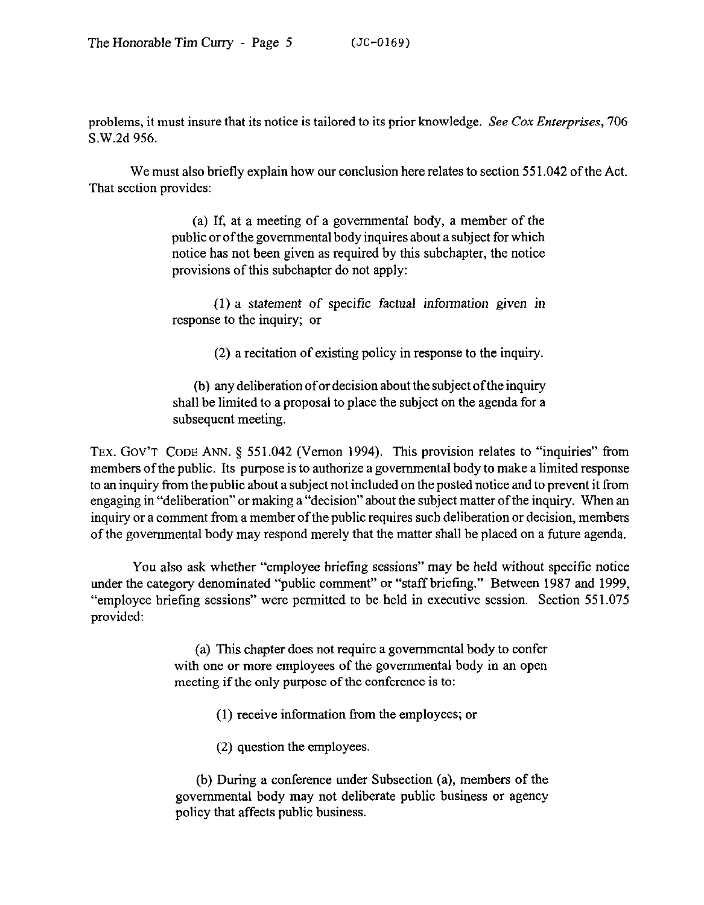problems, it must insure that its notice is tailored to its prior knowledge. *See Cox Enterprises*, 706 S.W.2d 956.

We must also briefly explain how our conclusion here relates to section 551.042 of the Act. That section provides:

> (a) If, at a meeting of a governmental body, a member of the public or of the governmental body inquires about a subject for which notice has not been given as required by this subchapter, the notice provisions of this subchapter do not apply:
>
> (1) a statement of specific factual information given in response to the inquiry; or
>
> (2) a recitation of existing policy in response to the inquiry.
>
> (b) any deliberation of or decision about the subject of the inquiry shall be limited to a proposal to place the subject on the agenda for a subsequent meeting.

TEX. GOV'T CODE ANN. § 551.042 (Vernon 1994). This provision relates to "inquiries" from members of the public. Its purpose is to authorize a governmental body to make a limited response to an inquiry from the public about a subject not included on the posted notice and to prevent it from engaging in "deliberation" or making a "decision" about the subject matter of the inquiry. When an inquiry or a comment from a member of the public requires such deliberation or decision, members of the governmental body may respond merely that the matter shall be placed on a future agenda.

You also ask whether "employee briefing sessions" may be held without specific notice under the category denominated "public comment" or "staff briefing." Between 1987 and 1999, "employee briefing sessions" were permitted to be held in executive session. Section 551.075 provided:

> (a) This chapter does not require a governmental body to confer with one or more employees of the governmental body in an open meeting if the only purpose of the conference is to:
>
> (1) receive information from the employees; or
>
> (2) question the employees.
>
> (b) During a conference under Subsection (a), members of the governmental body may not deliberate public business or agency policy that affects public business.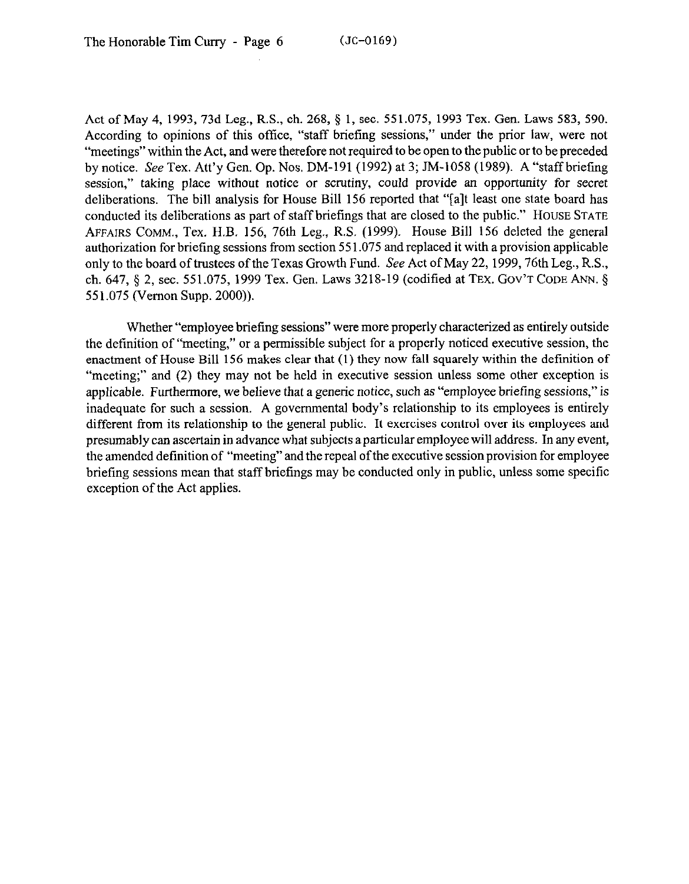Act of May 4, 1993, 73d Leg., R.S., ch. 268, § 1, sec. 551.075, 1993 Tex. Gen. Laws 583, 590. According to opinions of this office, "staff briefing sessions," under the prior law, were not "meetings" within the Act, and were therefore not required to be open to the public or to be preceded by notice. *See* Tex. Att'y Gen. Op. Nos. DM-191 (1992) at 3; JM-1058 (1989). A "staff briefing session," taking place without notice or scrutiny, could provide an opportunity for secret deliberations. The bill analysis for House Bill 156 reported that "[a]t least one state board has conducted its deliberations as part of staff briefings that are closed to the public." HOUSE STATE AFFAIRS COMM., Tex. H.B. 156, 76th Leg., R.S. (1999). House Bill 156 deleted the general authorization for briefing sessions from section 551.075 and replaced it with a provision applicable only to the board of trustees of the Texas Growth Fund. *See* Act of May 22, 1999, 76th Leg., R.S., ch. 647, § 2, sec. 551.075, 1999 Tex. Gen. Laws 3218-19 (codified at TEX. GOV'T CODE ANN. § 551.075 (Vernon Supp. 2000)).

Whether "employee briefing sessions" were more properly characterized as entirely outside the definition of "meeting," or a permissible subject for a properly noticed executive session, the enactment of House Bill 156 makes clear that (1) they now fall squarely within the definition of "meeting;" and (2) they may not be held in executive session unless some other exception is applicable. Furthermore, we believe that a generic notice, such as "employee briefing sessions," is inadequate for such a session. A governmental body's relationship to its employees is entirely different from its relationship to the general public. It exercises control over its employees and presumably can ascertain in advance what subjects a particular employee will address. In any event, the amended definition of "meeting" and the repeal of the executive session provision for employee briefing sessions mean that staff briefings may be conducted only in public, unless some specific exception of the Act applies.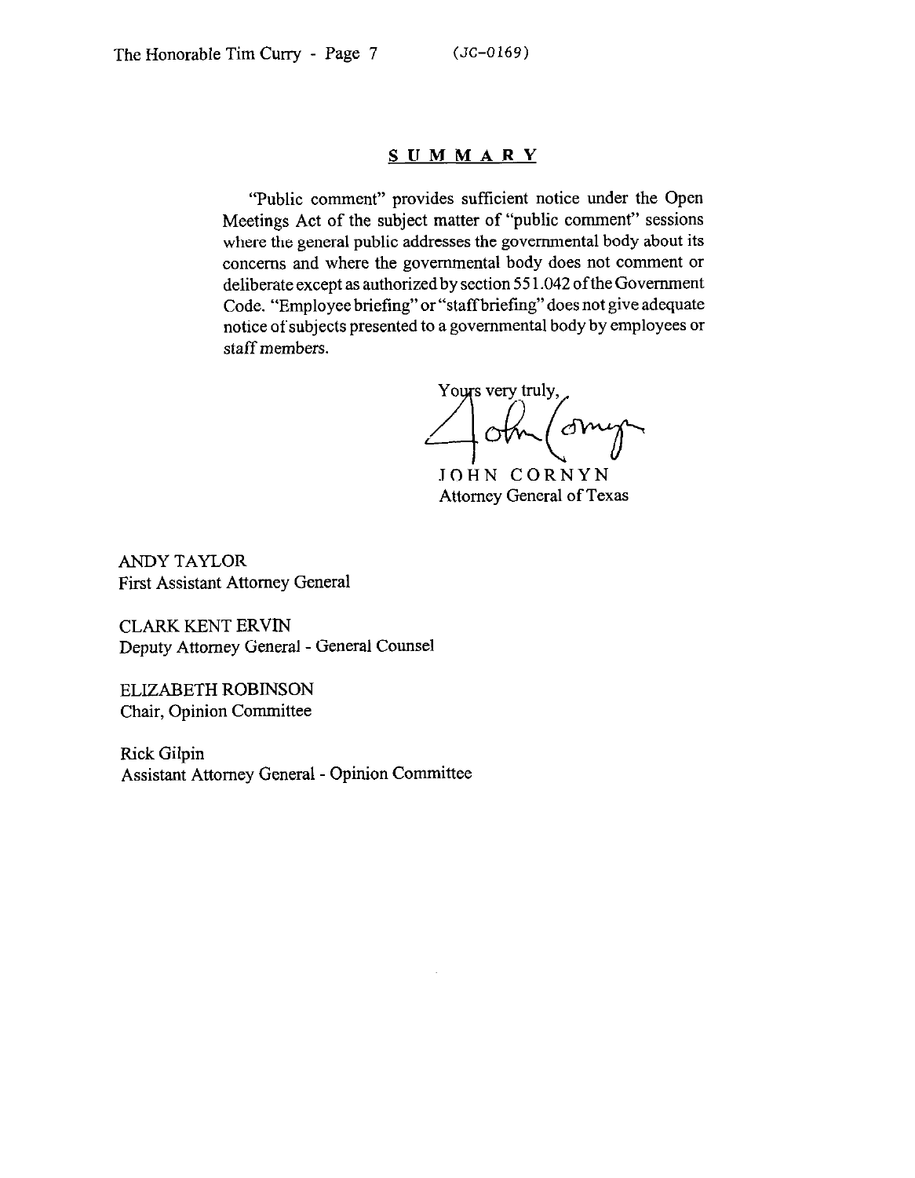## SUMMARY

"Public comment" provides sufficient notice under the Open Meetings Act of the subject matter of "public comment" sessions where the general public addresses the governmental body about its concerns and where the governmental body does not comment or deliberate except as authorized by section 551.042 of the Government Code. "Employee briefing" or "staff briefing" does not give adequate notice of subjects presented to a governmental body by employees or staff members.

Yours very truly,

JOHN CORNYN
Attorney General of Texas

ANDY TAYLOR
First Assistant Attorney General

CLARK KENT ERVIN
Deputy Attorney General - General Counsel

ELIZABETH ROBINSON
Chair, Opinion Committee

Rick Gilpin
Assistant Attorney General - Opinion Committee